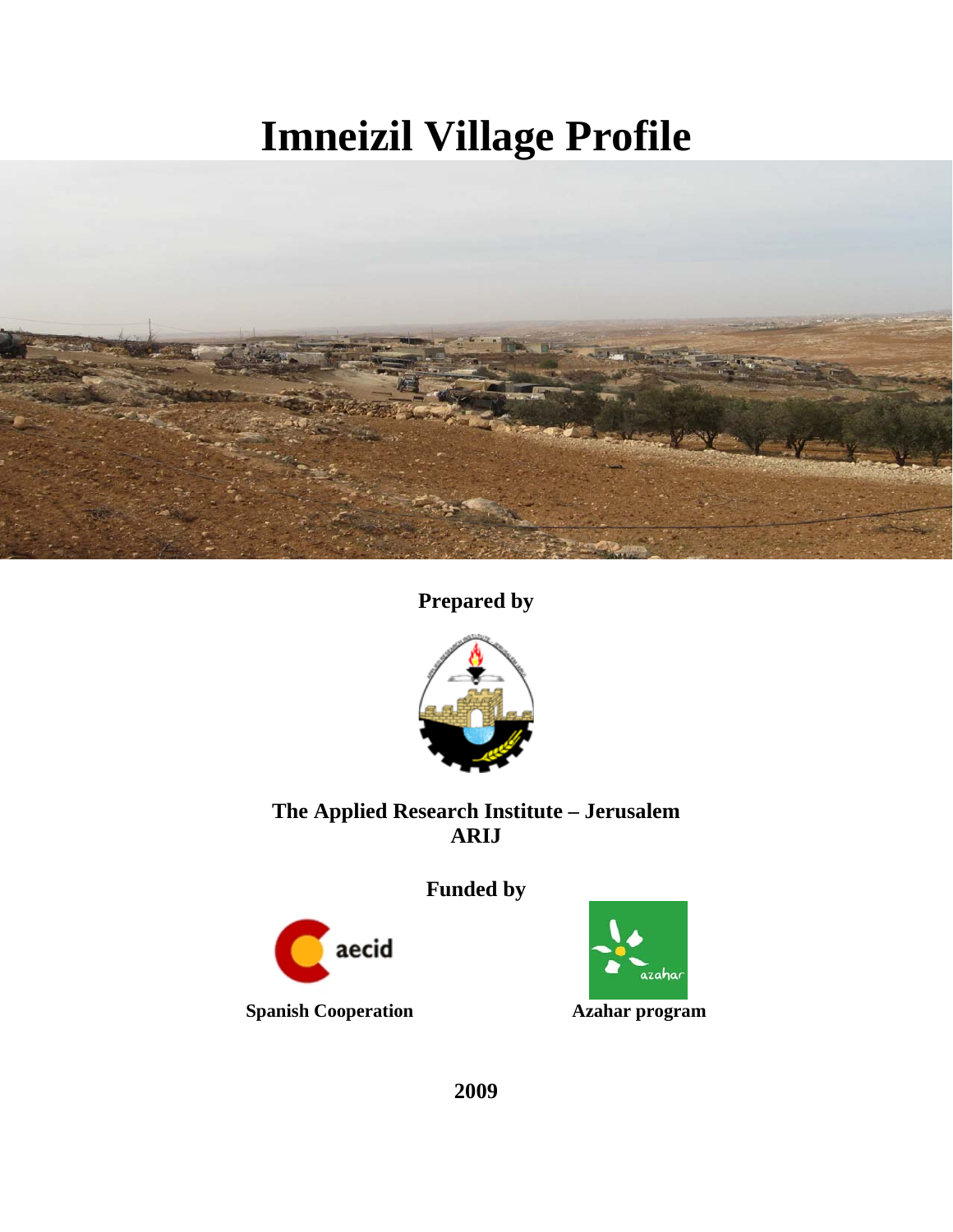# Imneizil Village Profile

**Prepared by**

**The Applied Research Institute – Jerusalem**
**ARIJ**

**Funded by**

**Spanish Cooperation**

**Azahar program**

**2009**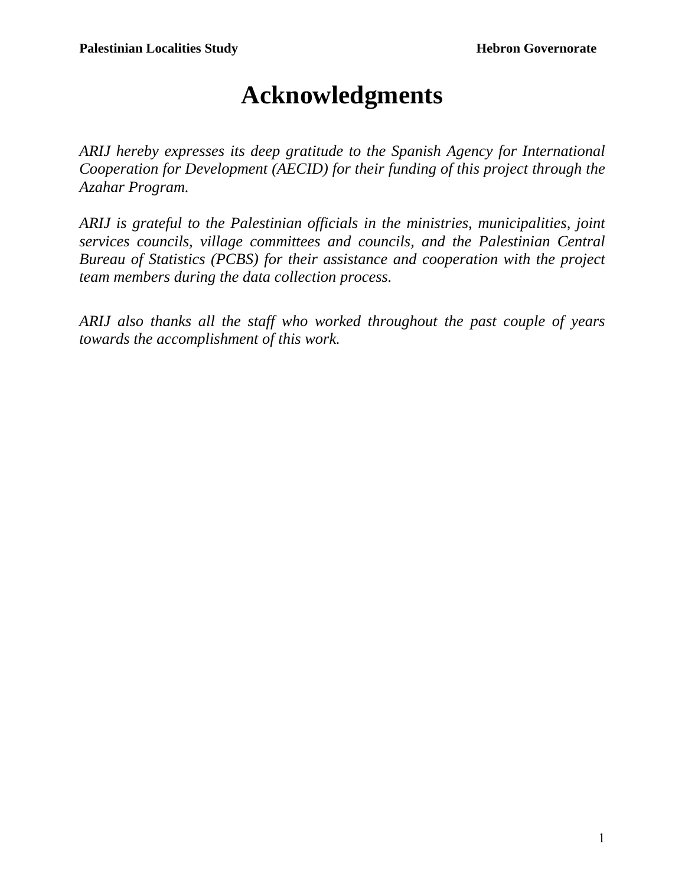# Acknowledgments

*ARIJ hereby expresses its deep gratitude to the Spanish Agency for International Cooperation for Development (AECID) for their funding of this project through the Azahar Program.*

*ARIJ is grateful to the Palestinian officials in the ministries, municipalities, joint services councils, village committees and councils, and the Palestinian Central Bureau of Statistics (PCBS) for their assistance and cooperation with the project team members during the data collection process.*

*ARIJ also thanks all the staff who worked throughout the past couple of years towards the accomplishment of this work.*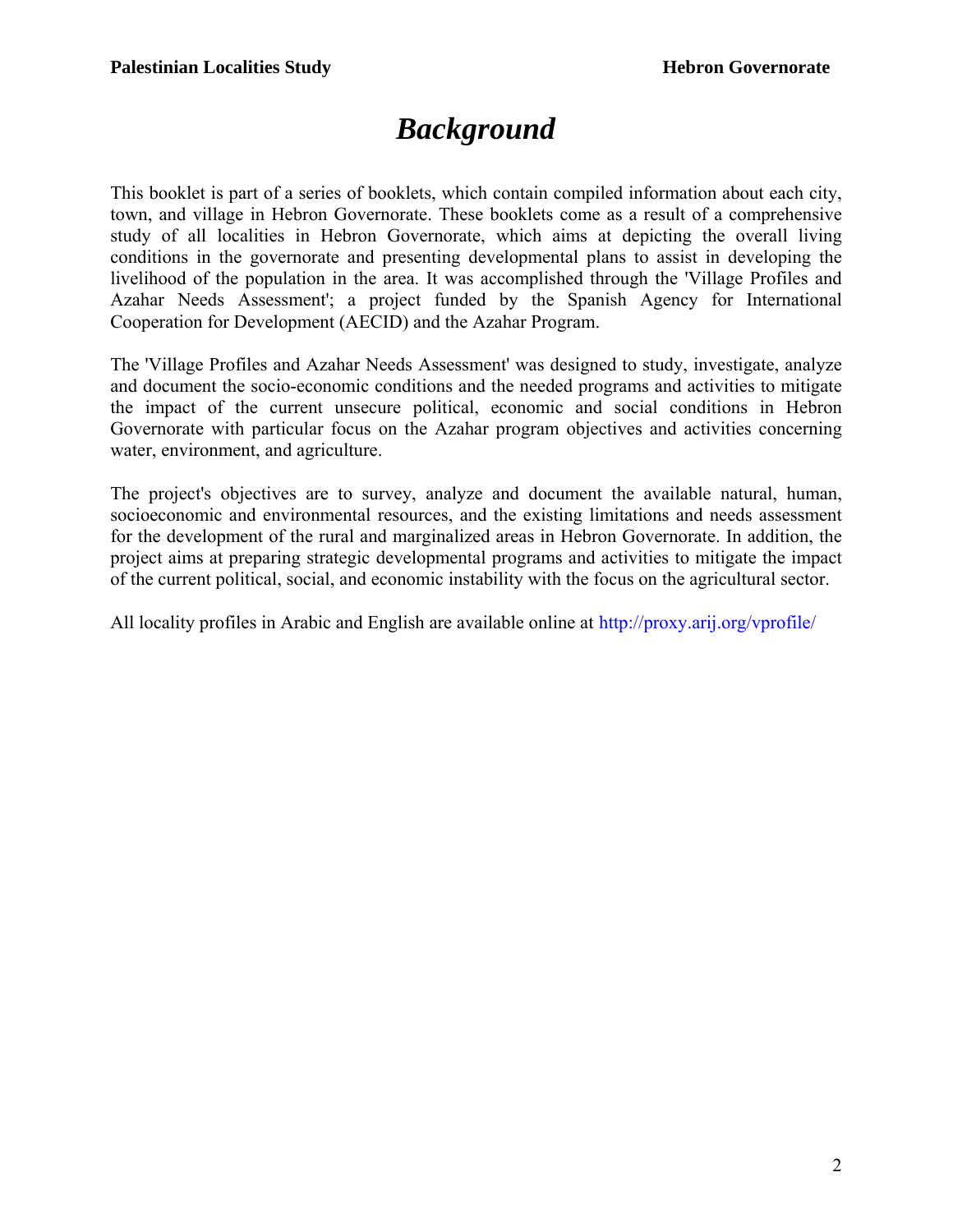# *Background*

This booklet is part of a series of booklets, which contain compiled information about each city, town, and village in Hebron Governorate. These booklets come as a result of a comprehensive study of all localities in Hebron Governorate, which aims at depicting the overall living conditions in the governorate and presenting developmental plans to assist in developing the livelihood of the population in the area. It was accomplished through the 'Village Profiles and Azahar Needs Assessment'; a project funded by the Spanish Agency for International Cooperation for Development (AECID) and the Azahar Program.

The 'Village Profiles and Azahar Needs Assessment' was designed to study, investigate, analyze and document the socio-economic conditions and the needed programs and activities to mitigate the impact of the current unsecure political, economic and social conditions in Hebron Governorate with particular focus on the Azahar program objectives and activities concerning water, environment, and agriculture.

The project's objectives are to survey, analyze and document the available natural, human, socioeconomic and environmental resources, and the existing limitations and needs assessment for the development of the rural and marginalized areas in Hebron Governorate. In addition, the project aims at preparing strategic developmental programs and activities to mitigate the impact of the current political, social, and economic instability with the focus on the agricultural sector.

All locality profiles in Arabic and English are available online at http://proxy.arij.org/vprofile/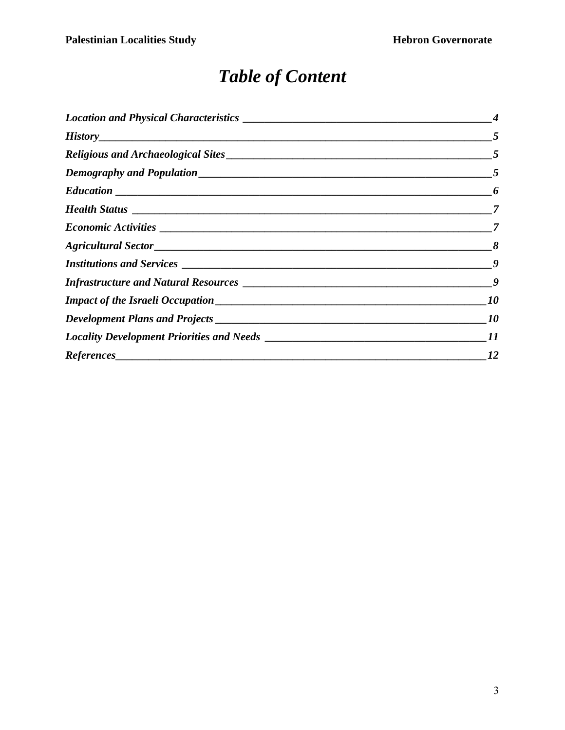# *Table of Content*

| Section | Page |
|---|---|
| *Location and Physical Characteristics* | *4* |
| *History* | *5* |
| *Religious and Archaeological Sites* | *5* |
| *Demography and Population* | *5* |
| *Education* | *6* |
| *Health Status* | *7* |
| *Economic Activities* | *7* |
| *Agricultural Sector* | *8* |
| *Institutions and Services* | *9* |
| *Infrastructure and Natural Resources* | *9* |
| *Impact of the Israeli Occupation* | *10* |
| *Development Plans and Projects* | *10* |
| *Locality Development Priorities and Needs* | *11* |
| *References* | *12* |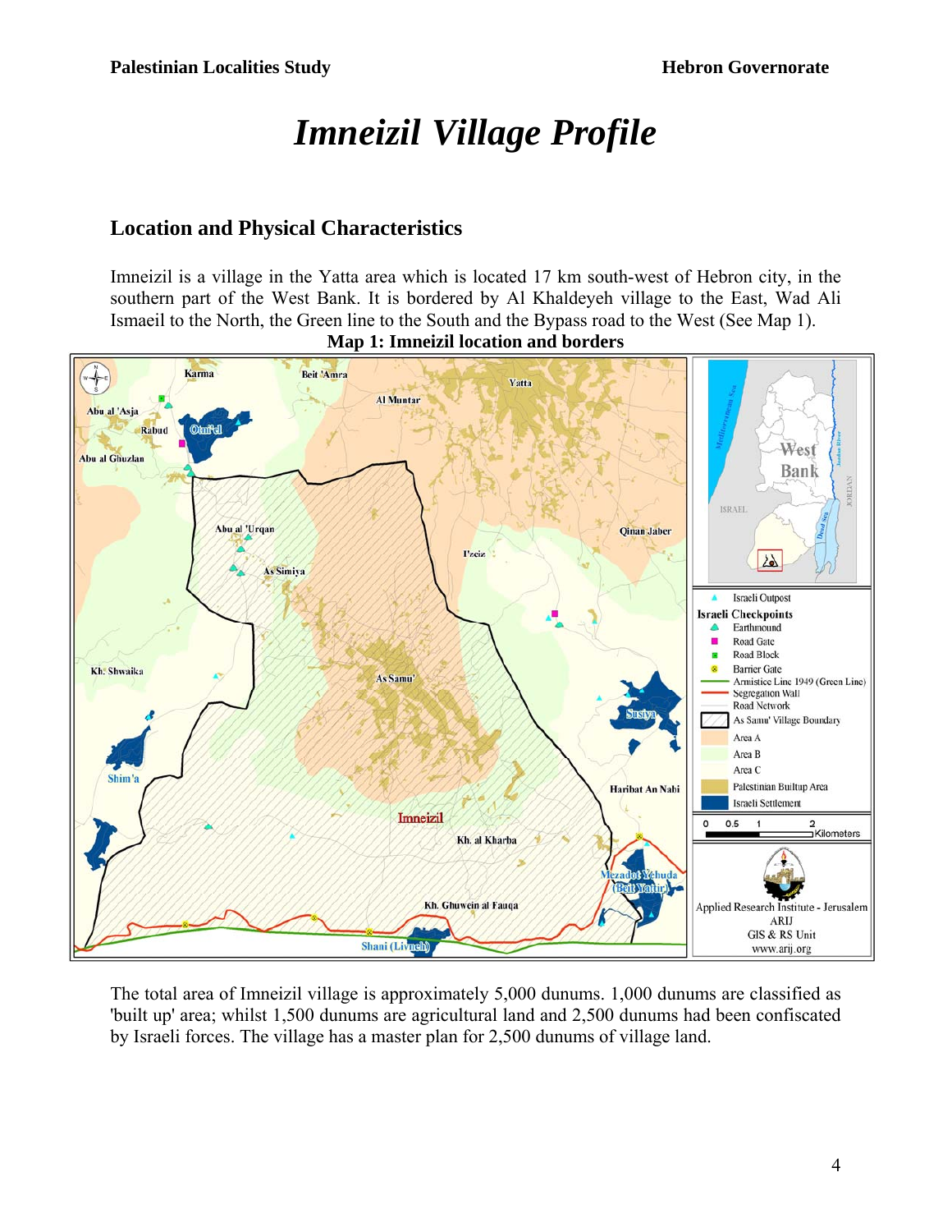# *Imneizil Village Profile*

## Location and Physical Characteristics

Imneizil is a village in the Yatta area which is located 17 km south-west of Hebron city, in the southern part of the West Bank. It is bordered by Al Khaldeyeh village to the East, Wad Ali Ismaeil to the North, the Green line to the South and the Bypass road to the West (See Map 1).

**Map 1: Imneizil location and borders**

The total area of Imneizil village is approximately 5,000 dunums. 1,000 dunums are classified as 'built up' area; whilst 1,500 dunums are agricultural land and 2,500 dunums had been confiscated by Israeli forces. The village has a master plan for 2,500 dunums of village land.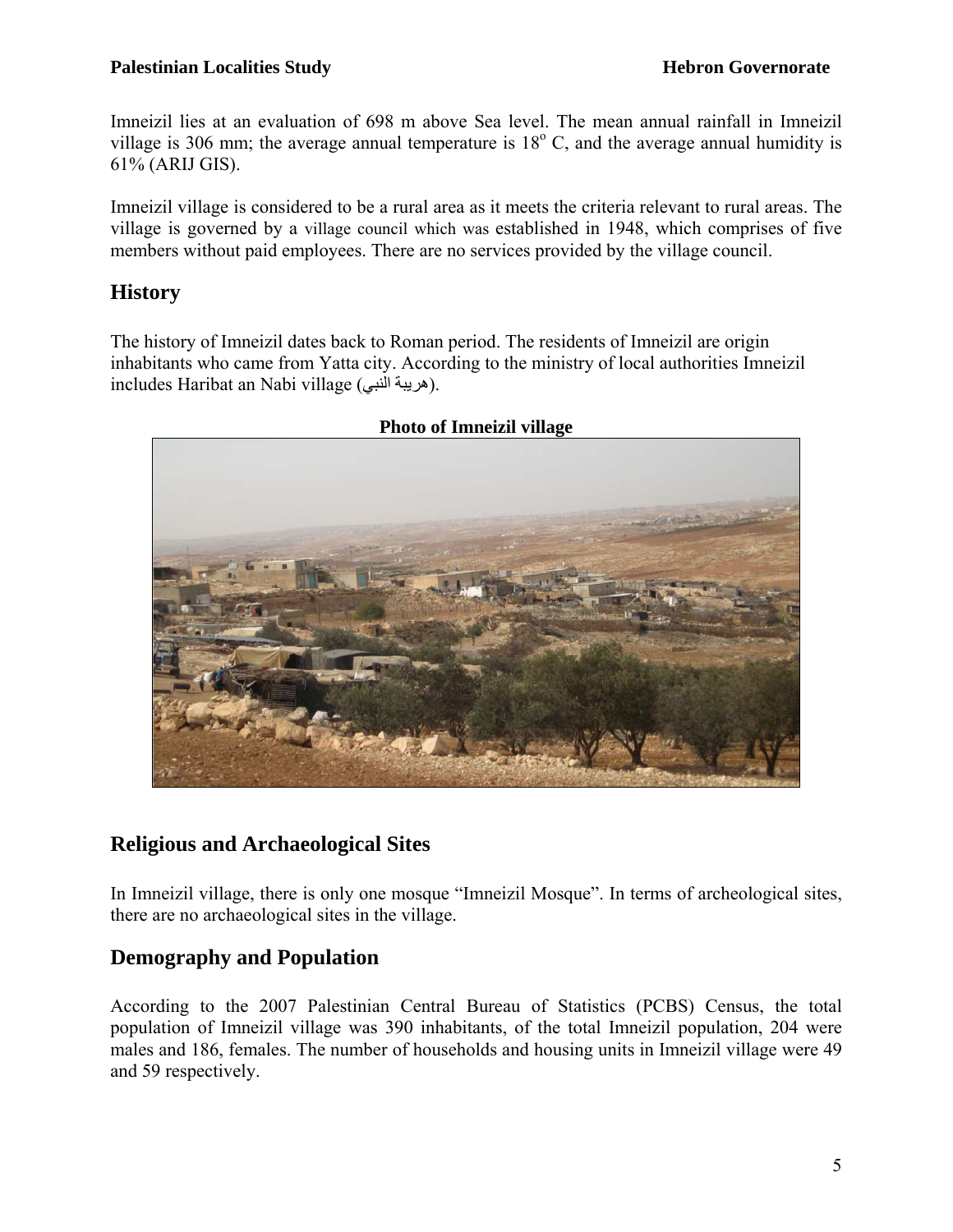Imneizil lies at an evaluation of 698 m above Sea level. The mean annual rainfall in Imneizil village is 306 mm; the average annual temperature is 18° C, and the average annual humidity is 61% (ARIJ GIS).

Imneizil village is considered to be a rural area as it meets the criteria relevant to rural areas. The village is governed by a village council which was established in 1948, which comprises of five members without paid employees. There are no services provided by the village council.

## History

The history of Imneizil dates back to Roman period. The residents of Imneizil are origin inhabitants who came from Yatta city. According to the ministry of local authorities Imneizil includes Haribat an Nabi village (هريبة النبي).

**Photo of Imneizil village**

## Religious and Archaeological Sites

In Imneizil village, there is only one mosque "Imneizil Mosque". In terms of archeological sites, there are no archaeological sites in the village.

## Demography and Population

According to the 2007 Palestinian Central Bureau of Statistics (PCBS) Census, the total population of Imneizil village was 390 inhabitants, of the total Imneizil population, 204 were males and 186, females. The number of households and housing units in Imneizil village were 49 and 59 respectively.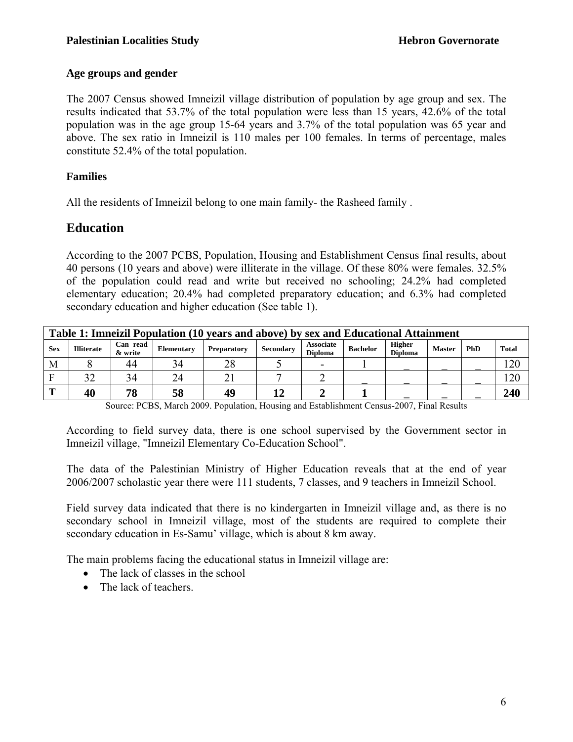### Age groups and gender

The 2007 Census showed Imneizil village distribution of population by age group and sex. The results indicated that 53.7% of the total population were less than 15 years, 42.6% of the total population was in the age group 15-64 years and 3.7% of the total population was 65 year and above. The sex ratio in Imneizil is 110 males per 100 females. In terms of percentage, males constitute 52.4% of the total population.

### Families

All the residents of Imneizil belong to one main family- the Rasheed family .

## Education

According to the 2007 PCBS, Population, Housing and Establishment Census final results, about 40 persons (10 years and above) were illiterate in the village. Of these 80% were females. 32.5% of the population could read and write but received no schooling; 24.2% had completed elementary education; 20.4% had completed preparatory education; and 6.3% had completed secondary education and higher education (See table 1).

**Table 1: Imneizil Population (10 years and above) by sex and Educational Attainment**

| Sex | Illiterate | Can read & write | Elementary | Preparatory | Secondary | Associate Diploma | Bachelor | Higher Diploma | Master | PhD | Total |
|---|---|---|---|---|---|---|---|---|---|---|---|
| M | 8 | 44 | 34 | 28 | 5 | - | 1 | _ | _ | _ | 120 |
| F | 32 | 34 | 24 | 21 | 7 | 2 | _ | _ | _ | _ | 120 |
| **T** | **40** | **78** | **58** | **49** | **12** | **2** | **1** | **_** | **_** | **_** | **240** |

Source: PCBS, March 2009. Population, Housing and Establishment Census-2007, Final Results

According to field survey data, there is one school supervised by the Government sector in Imneizil village, "Imneizil Elementary Co-Education School".

The data of the Palestinian Ministry of Higher Education reveals that at the end of year 2006/2007 scholastic year there were 111 students, 7 classes, and 9 teachers in Imneizil School.

Field survey data indicated that there is no kindergarten in Imneizil village and, as there is no secondary school in Imneizil village, most of the students are required to complete their secondary education in Es-Samu' village, which is about 8 km away.

The main problems facing the educational status in Imneizil village are:

- The lack of classes in the school
- The lack of teachers.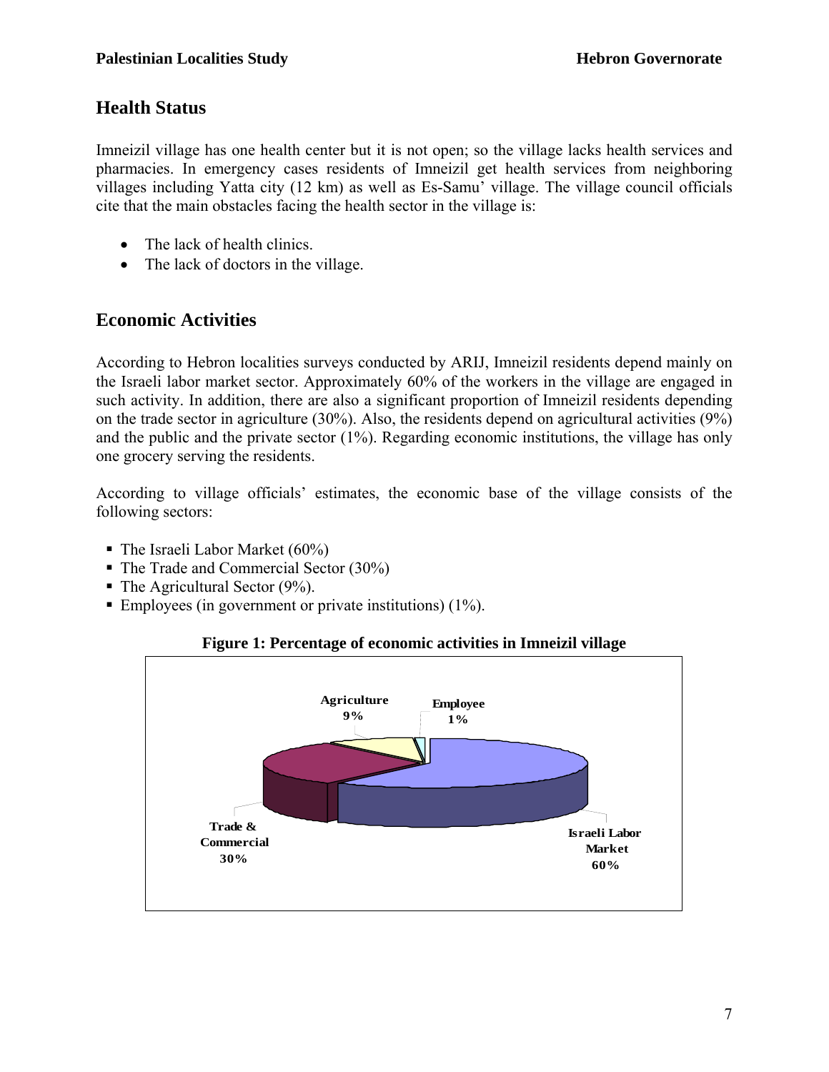## Health Status

Imneizil village has one health center but it is not open; so the village lacks health services and pharmacies. In emergency cases residents of Imneizil get health services from neighboring villages including Yatta city (12 km) as well as Es-Samu' village. The village council officials cite that the main obstacles facing the health sector in the village is:

- The lack of health clinics.
- The lack of doctors in the village.

## Economic Activities

According to Hebron localities surveys conducted by ARIJ, Imneizil residents depend mainly on the Israeli labor market sector. Approximately 60% of the workers in the village are engaged in such activity. In addition, there are also a significant proportion of Imneizil residents depending on the trade sector in agriculture (30%). Also, the residents depend on agricultural activities (9%) and the public and the private sector (1%). Regarding economic institutions, the village has only one grocery serving the residents.

According to village officials' estimates, the economic base of the village consists of the following sectors:

- The Israeli Labor Market (60%)
- The Trade and Commercial Sector (30%)
- The Agricultural Sector (9%).
- Employees (in government or private institutions) (1%).

**Figure 1: Percentage of economic activities in Imneizil village**

| Sector | Percentage |
|---|---|
| Israeli Labor Market | 60% |
| Trade & Commercial | 30% |
| Agriculture | 9% |
| Employee | 1% |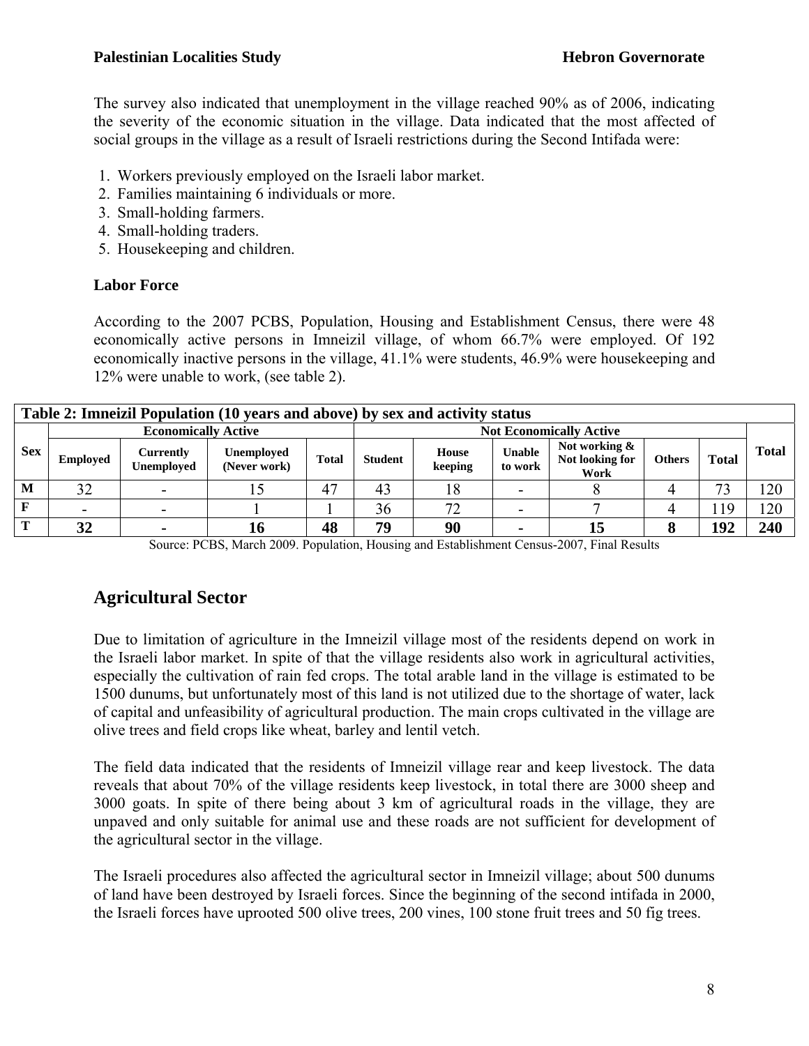The survey also indicated that unemployment in the village reached 90% as of 2006, indicating the severity of the economic situation in the village. Data indicated that the most affected of social groups in the village as a result of Israeli restrictions during the Second Intifada were:

1. Workers previously employed on the Israeli labor market.
2. Families maintaining 6 individuals or more.
3. Small-holding farmers.
4. Small-holding traders.
5. Housekeeping and children.

**Labor Force**

According to the 2007 PCBS, Population, Housing and Establishment Census, there were 48 economically active persons in Imneizil village, of whom 66.7% were employed. Of 192 economically inactive persons in the village, 41.1% were students, 46.9% were housekeeping and 12% were unable to work, (see table 2).

**Table 2: Imneizil Population (10 years and above) by sex and activity status**

| Sex | Economically Active | | | | Not Economically Active | | | | | | Total |
|---|---|---|---|---|---|---|---|---|---|---|---|
| | Employed | Currently Unemployed | Unemployed (Never work) | Total | Student | House keeping | Unable to work | Not working & Not looking for Work | Others | Total | |
| M | 32 | - | 15 | 47 | 43 | 18 | - | 8 | 4 | 73 | 120 |
| F | - | - | 1 | 1 | 36 | 72 | - | 7 | 4 | 119 | 120 |
| **T** | **32** | **-** | **16** | **48** | **79** | **90** | **-** | **15** | **8** | **192** | **240** |

Source: PCBS, March 2009. Population, Housing and Establishment Census-2007, Final Results

## Agricultural Sector

Due to limitation of agriculture in the Imneizil village most of the residents depend on work in the Israeli labor market. In spite of that the village residents also work in agricultural activities, especially the cultivation of rain fed crops. The total arable land in the village is estimated to be 1500 dunums, but unfortunately most of this land is not utilized due to the shortage of water, lack of capital and unfeasibility of agricultural production. The main crops cultivated in the village are olive trees and field crops like wheat, barley and lentil vetch.

The field data indicated that the residents of Imneizil village rear and keep livestock. The data reveals that about 70% of the village residents keep livestock, in total there are 3000 sheep and 3000 goats. In spite of there being about 3 km of agricultural roads in the village, they are unpaved and only suitable for animal use and these roads are not sufficient for development of the agricultural sector in the village.

The Israeli procedures also affected the agricultural sector in Imneizil village; about 500 dunums of land have been destroyed by Israeli forces. Since the beginning of the second intifada in 2000, the Israeli forces have uprooted 500 olive trees, 200 vines, 100 stone fruit trees and 50 fig trees.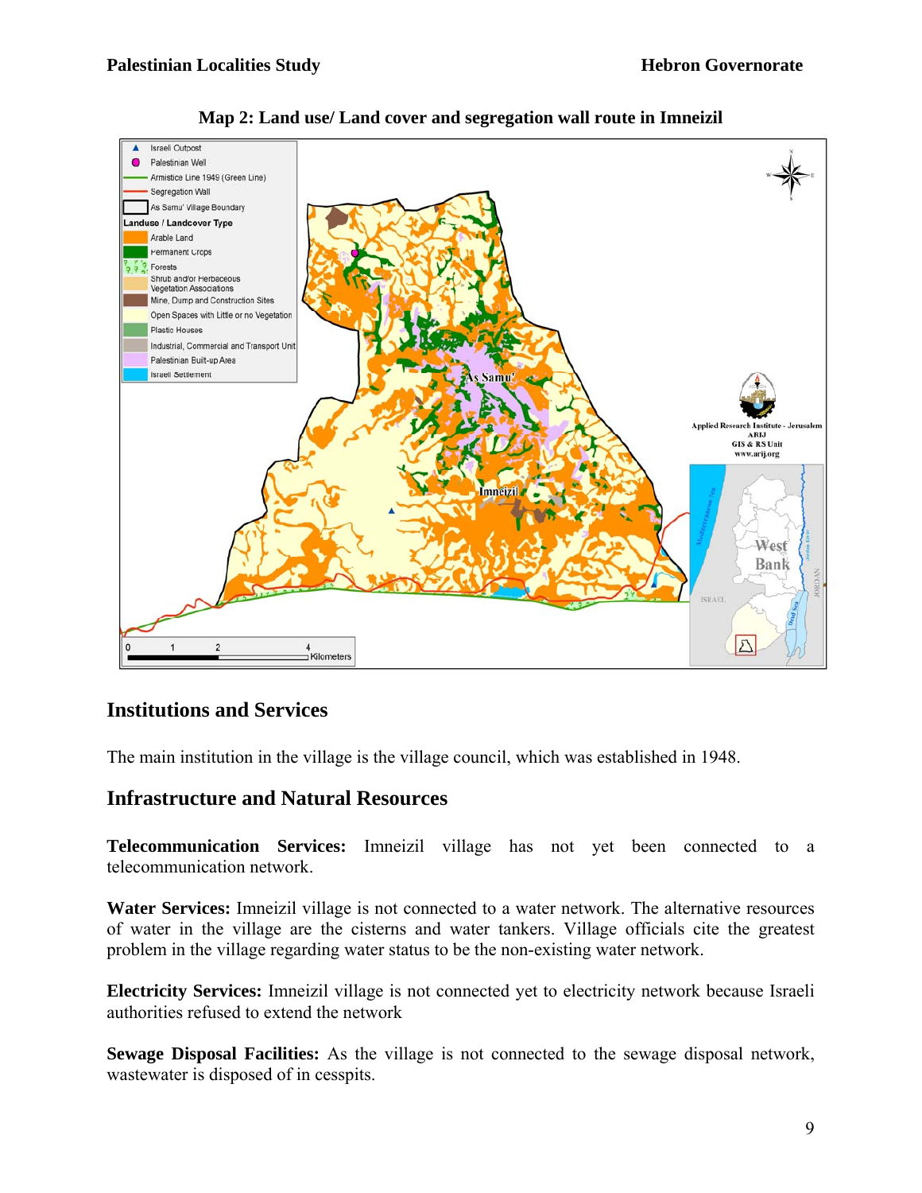**Map 2: Land use/ Land cover and segregation wall route in Imneizil**

## Institutions and Services

The main institution in the village is the village council, which was established in 1948.

## Infrastructure and Natural Resources

**Telecommunication Services:** Imneizil village has not yet been connected to a telecommunication network.

**Water Services:** Imneizil village is not connected to a water network. The alternative resources of water in the village are the cisterns and water tankers. Village officials cite the greatest problem in the village regarding water status to be the non-existing water network.

**Electricity Services:** Imneizil village is not connected yet to electricity network because Israeli authorities refused to extend the network

**Sewage Disposal Facilities:** As the village is not connected to the sewage disposal network, wastewater is disposed of in cesspits.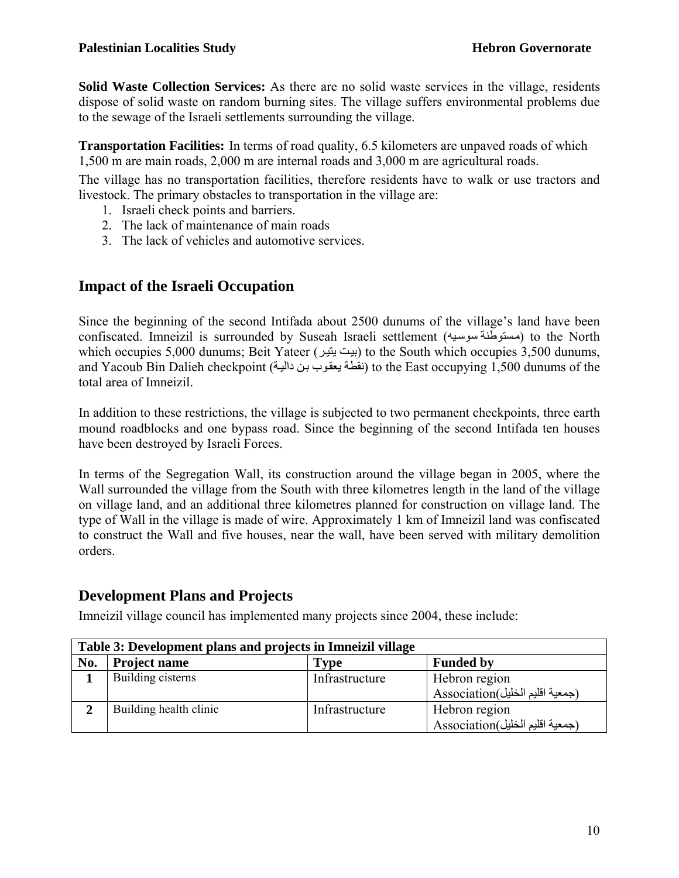**Solid Waste Collection Services:** As there are no solid waste services in the village, residents dispose of solid waste on random burning sites. The village suffers environmental problems due to the sewage of the Israeli settlements surrounding the village.

**Transportation Facilities:** In terms of road quality, 6.5 kilometers are unpaved roads of which 1,500 m are main roads, 2,000 m are internal roads and 3,000 m are agricultural roads.

The village has no transportation facilities, therefore residents have to walk or use tractors and livestock. The primary obstacles to transportation in the village are:

1. Israeli check points and barriers.
2. The lack of maintenance of main roads
3. The lack of vehicles and automotive services.

## Impact of the Israeli Occupation

Since the beginning of the second Intifada about 2500 dunums of the village's land have been confiscated. Imneizil is surrounded by Suseah Israeli settlement (مستوطنة سوسيه) to the North which occupies 5,000 dunums; Beit Yateer (بيت يتير) to the South which occupies 3,500 dunums, and Yacoub Bin Dalieh checkpoint (نقطة يعقوب بن دالية) to the East occupying 1,500 dunums of the total area of Imneizil.

In addition to these restrictions, the village is subjected to two permanent checkpoints, three earth mound roadblocks and one bypass road. Since the beginning of the second Intifada ten houses have been destroyed by Israeli Forces.

In terms of the Segregation Wall, its construction around the village began in 2005, where the Wall surrounded the village from the South with three kilometres length in the land of the village on village land, and an additional three kilometres planned for construction on village land. The type of Wall in the village is made of wire. Approximately 1 km of Imneizil land was confiscated to construct the Wall and five houses, near the wall, have been served with military demolition orders.

## Development Plans and Projects

Imneizil village council has implemented many projects since 2004, these include:

| Table 3: Development plans and projects in Imneizil village | | | |
|---|---|---|---|
| **No.** | **Project name** | **Type** | **Funded by** |
| **1** | Building cisterns | Infrastructure | Hebron region Association(جمعية اقليم الخليل) |
| **2** | Building health clinic | Infrastructure | Hebron region Association(جمعية اقليم الخليل) |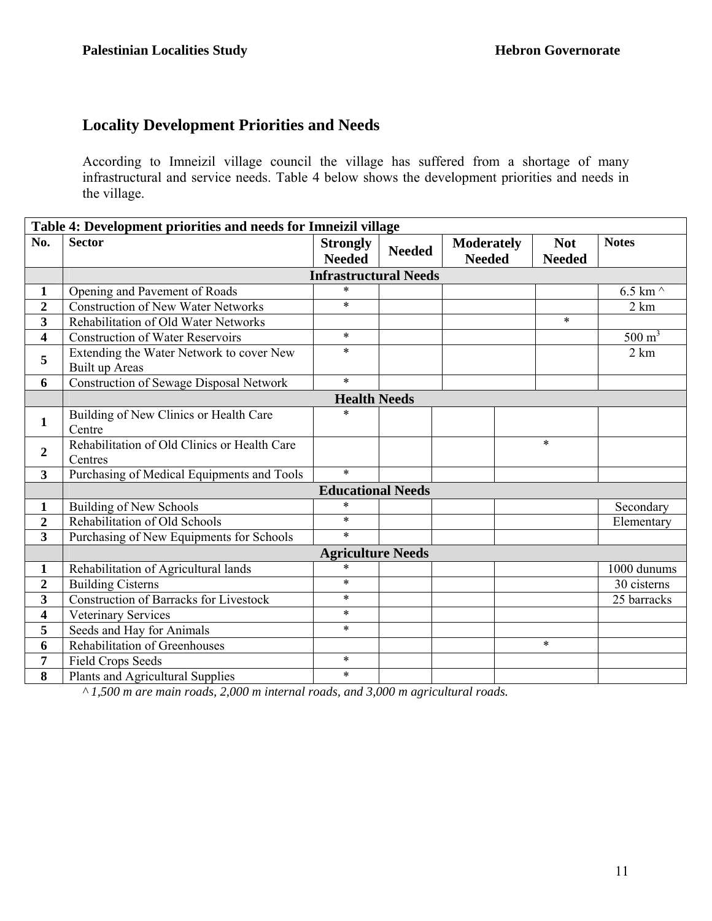## Locality Development Priorities and Needs

According to Imneizil village council the village has suffered from a shortage of many infrastructural and service needs. Table 4 below shows the development priorities and needs in the village.

**Table 4: Development priorities and needs for Imneizil village**

| No. | Sector | Strongly Needed | Needed | Moderately Needed | Not Needed | Notes |
|---|---|---|---|---|---|---|
| | **Infrastructural Needs** | | | | | |
| 1 | Opening and Pavement of Roads | * | | | | 6.5 km ^ |
| 2 | Construction of New Water Networks | * | | | | 2 km |
| 3 | Rehabilitation of Old Water Networks | | | | * | |
| 4 | Construction of Water Reservoirs | * | | | | 500 $m^3$ |
| 5 | Extending the Water Network to cover New Built up Areas | * | | | | 2 km |
| 6 | Construction of Sewage Disposal Network | * | | | | |
| | **Health Needs** | | | | | |
| 1 | Building of New Clinics or Health Care Centre | * | | | | |
| 2 | Rehabilitation of Old Clinics or Health Care Centres | | | | * | |
| 3 | Purchasing of Medical Equipments and Tools | * | | | | |
| | **Educational Needs** | | | | | |
| 1 | Building of New Schools | * | | | | Secondary |
| 2 | Rehabilitation of Old Schools | * | | | | Elementary |
| 3 | Purchasing of New Equipments for Schools | * | | | | |
| | **Agriculture Needs** | | | | | |
| 1 | Rehabilitation of Agricultural lands | * | | | | 1000 dunums |
| 2 | Building Cisterns | * | | | | 30 cisterns |
| 3 | Construction of Barracks for Livestock | * | | | | 25 barracks |
| 4 | Veterinary Services | * | | | | |
| 5 | Seeds and Hay for Animals | * | | | | |
| 6 | Rehabilitation of Greenhouses | | | | * | |
| 7 | Field Crops Seeds | * | | | | |
| 8 | Plants and Agricultural Supplies | * | | | | |

*^ 1,500 m are main roads, 2,000 m internal roads, and 3,000 m agricultural roads.*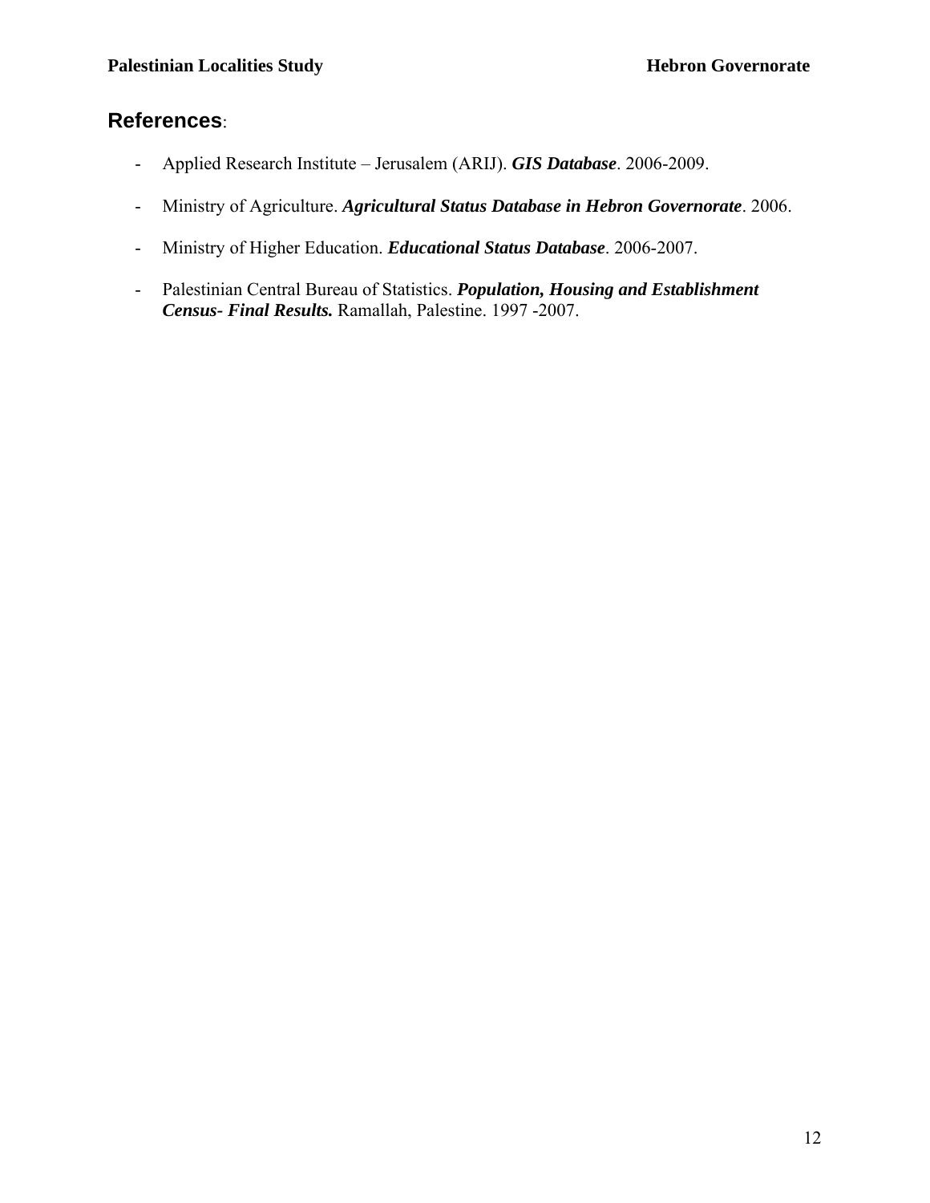## References:

- Applied Research Institute – Jerusalem (ARIJ). ***GIS Database***. 2006-2009.
- Ministry of Agriculture. ***Agricultural Status Database in Hebron Governorate***. 2006.
- Ministry of Higher Education. ***Educational Status Database***. 2006-2007.
- Palestinian Central Bureau of Statistics. ***Population, Housing and Establishment Census- Final Results.*** Ramallah, Palestine. 1997 -2007.